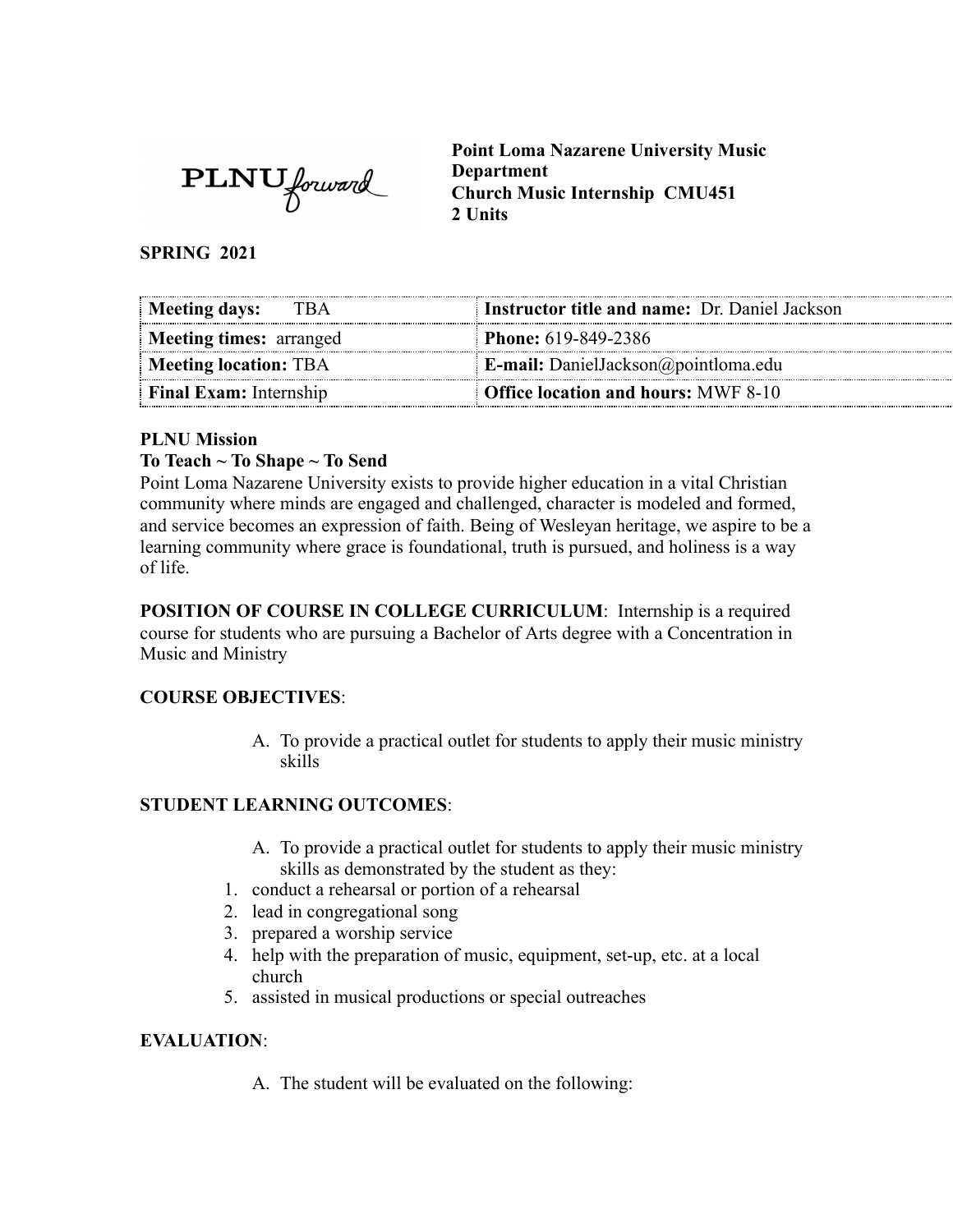**Point Loma Nazarene University Music Department**
**Church Music Internship CMU451**
**2 Units**

**SPRING 2021**

| **Meeting days:** TBA | **Instructor title and name:** Dr. Daniel Jackson |
|---|---|
| **Meeting times:** arranged | **Phone:** 619-849-2386 |
| **Meeting location:** TBA | **E-mail:** DanielJackson@pointloma.edu |
| **Final Exam:** Internship | **Office location and hours:** MWF 8-10 |

**PLNU Mission**

**To Teach ~ To Shape ~ To Send**

Point Loma Nazarene University exists to provide higher education in a vital Christian community where minds are engaged and challenged, character is modeled and formed, and service becomes an expression of faith. Being of Wesleyan heritage, we aspire to be a learning community where grace is foundational, truth is pursued, and holiness is a way of life.

**POSITION OF COURSE IN COLLEGE CURRICULUM**: Internship is a required course for students who are pursuing a Bachelor of Arts degree with a Concentration in Music and Ministry

**COURSE OBJECTIVES**:

A. To provide a practical outlet for students to apply their music ministry skills

**STUDENT LEARNING OUTCOMES**:

A. To provide a practical outlet for students to apply their music ministry skills as demonstrated by the student as they:

1. conduct a rehearsal or portion of a rehearsal
2. lead in congregational song
3. prepared a worship service
4. help with the preparation of music, equipment, set-up, etc. at a local church
5. assisted in musical productions or special outreaches

**EVALUATION**:

A. The student will be evaluated on the following: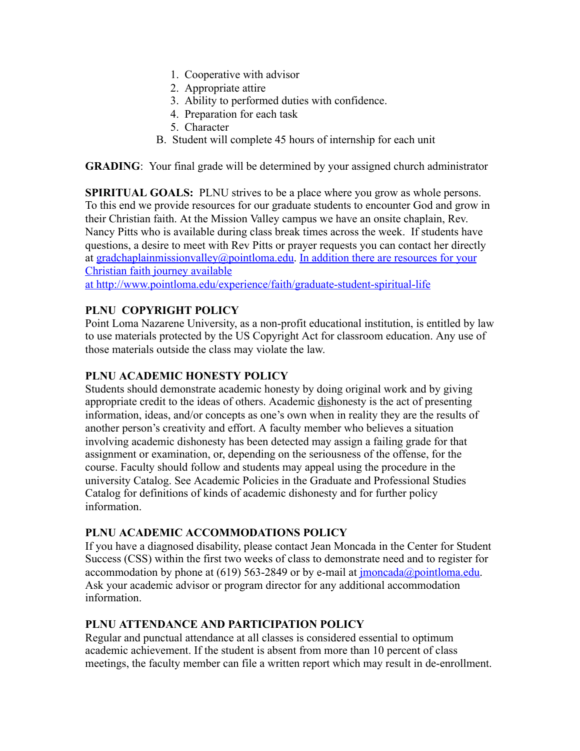1. Cooperative with advisor
2. Appropriate attire
3. Ability to performed duties with confidence.
4. Preparation for each task
5. Character

B. Student will complete 45 hours of internship for each unit

**GRADING**: Your final grade will be determined by your assigned church administrator

**SPIRITUAL GOALS:** PLNU strives to be a place where you grow as whole persons. To this end we provide resources for our graduate students to encounter God and grow in their Christian faith. At the Mission Valley campus we have an onsite chaplain, Rev. Nancy Pitts who is available during class break times across the week. If students have questions, a desire to meet with Rev Pitts or prayer requests you can contact her directly at gradchaplainmissionvalley@pointloma.edu. In addition there are resources for your Christian faith journey available at http://www.pointloma.edu/experience/faith/graduate-student-spiritual-life

**PLNU COPYRIGHT POLICY**

Point Loma Nazarene University, as a non-profit educational institution, is entitled by law to use materials protected by the US Copyright Act for classroom education. Any use of those materials outside the class may violate the law.

**PLNU ACADEMIC HONESTY POLICY**

Students should demonstrate academic honesty by doing original work and by giving appropriate credit to the ideas of others. Academic <u>dis</u>honesty is the act of presenting information, ideas, and/or concepts as one's own when in reality they are the results of another person's creativity and effort. A faculty member who believes a situation involving academic dishonesty has been detected may assign a failing grade for that assignment or examination, or, depending on the seriousness of the offense, for the course. Faculty should follow and students may appeal using the procedure in the university Catalog. See Academic Policies in the Graduate and Professional Studies Catalog for definitions of kinds of academic dishonesty and for further policy information.

**PLNU ACADEMIC ACCOMMODATIONS POLICY**

If you have a diagnosed disability, please contact Jean Moncada in the Center for Student Success (CSS) within the first two weeks of class to demonstrate need and to register for accommodation by phone at (619) 563-2849 or by e-mail at jmoncada@pointloma.edu. Ask your academic advisor or program director for any additional accommodation information.

**PLNU ATTENDANCE AND PARTICIPATION POLICY**

Regular and punctual attendance at all classes is considered essential to optimum academic achievement. If the student is absent from more than 10 percent of class meetings, the faculty member can file a written report which may result in de-enrollment.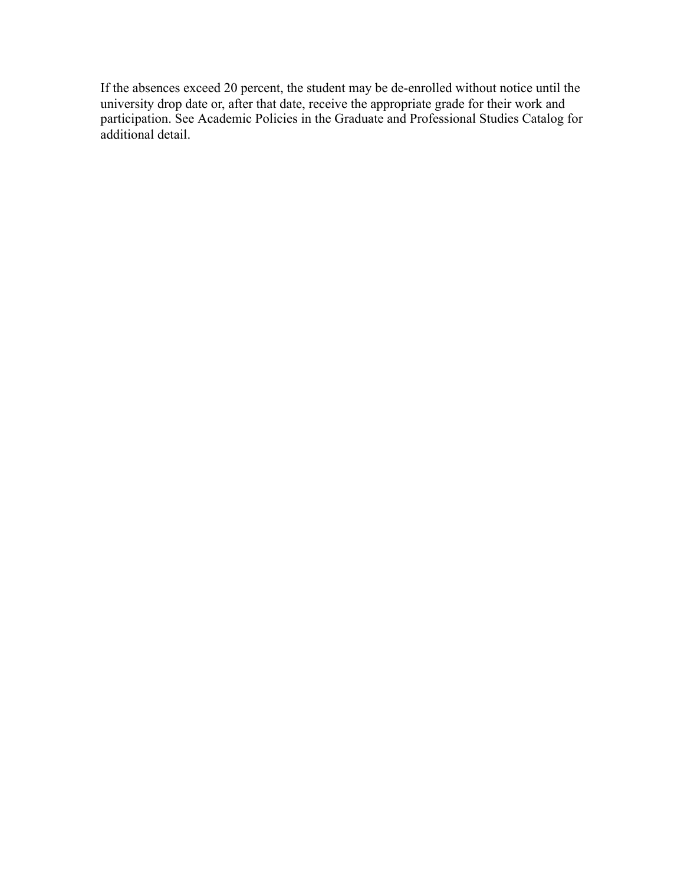If the absences exceed 20 percent, the student may be de-enrolled without notice until the university drop date or, after that date, receive the appropriate grade for their work and participation. See Academic Policies in the Graduate and Professional Studies Catalog for additional detail.